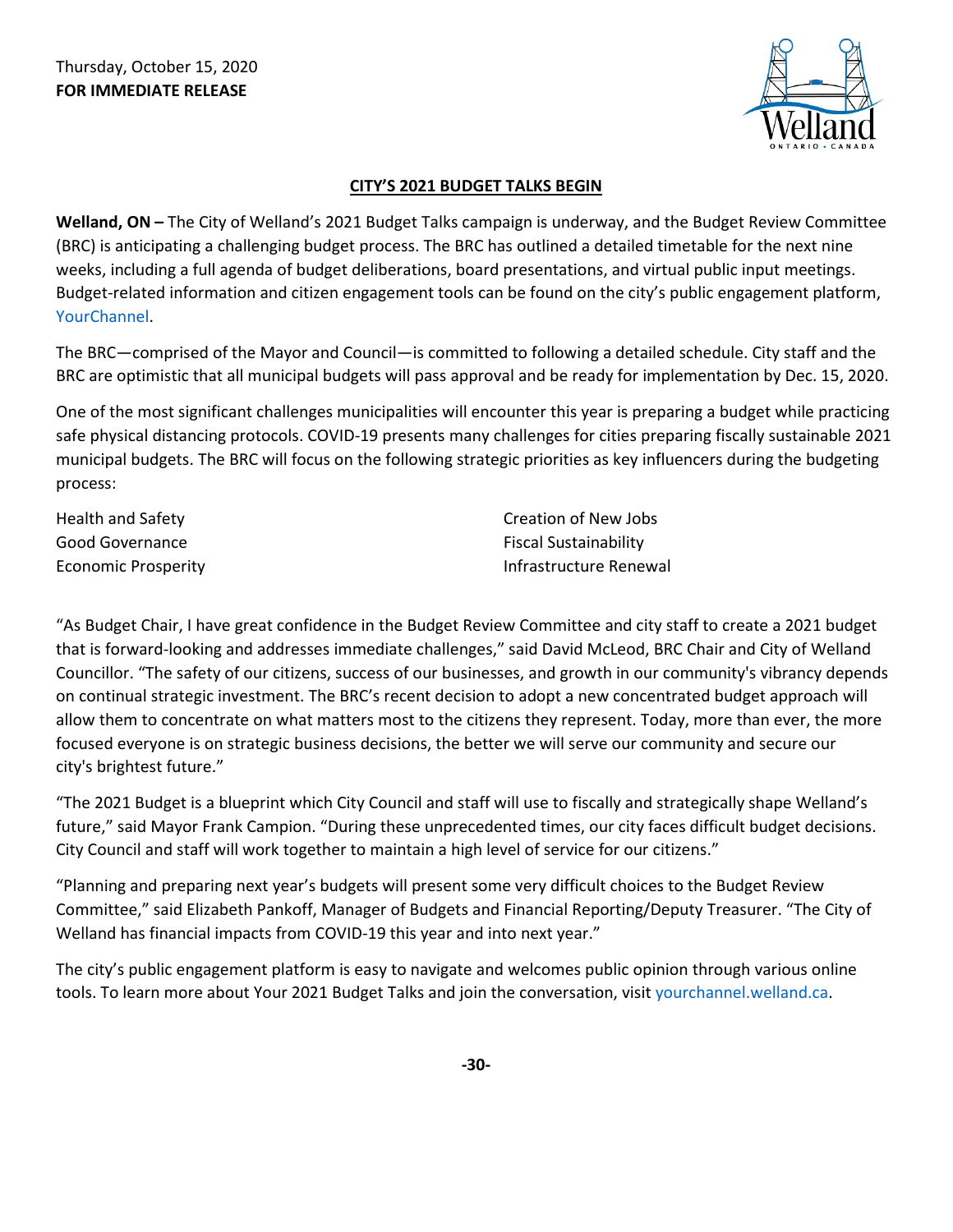Thursday, October 15, 2020
**FOR IMMEDIATE RELEASE**

# CITY'S 2021 BUDGET TALKS BEGIN

**Welland, ON –** The City of Welland's 2021 Budget Talks campaign is underway, and the Budget Review Committee (BRC) is anticipating a challenging budget process. The BRC has outlined a detailed timetable for the next nine weeks, including a full agenda of budget deliberations, board presentations, and virtual public input meetings. Budget-related information and citizen engagement tools can be found on the city's public engagement platform, YourChannel.

The BRC—comprised of the Mayor and Council—is committed to following a detailed schedule. City staff and the BRC are optimistic that all municipal budgets will pass approval and be ready for implementation by Dec. 15, 2020.

One of the most significant challenges municipalities will encounter this year is preparing a budget while practicing safe physical distancing protocols. COVID-19 presents many challenges for cities preparing fiscally sustainable 2021 municipal budgets. The BRC will focus on the following strategic priorities as key influencers during the budgeting process:

- Health and Safety
- Good Governance
- Economic Prosperity
- Creation of New Jobs
- Fiscal Sustainability
- Infrastructure Renewal

"As Budget Chair, I have great confidence in the Budget Review Committee and city staff to create a 2021 budget that is forward-looking and addresses immediate challenges," said David McLeod, BRC Chair and City of Welland Councillor. "The safety of our citizens, success of our businesses, and growth in our community's vibrancy depends on continual strategic investment. The BRC's recent decision to adopt a new concentrated budget approach will allow them to concentrate on what matters most to the citizens they represent. Today, more than ever, the more focused everyone is on strategic business decisions, the better we will serve our community and secure our city's brightest future."

"The 2021 Budget is a blueprint which City Council and staff will use to fiscally and strategically shape Welland's future," said Mayor Frank Campion. "During these unprecedented times, our city faces difficult budget decisions. City Council and staff will work together to maintain a high level of service for our citizens."

"Planning and preparing next year's budgets will present some very difficult choices to the Budget Review Committee," said Elizabeth Pankoff, Manager of Budgets and Financial Reporting/Deputy Treasurer. "The City of Welland has financial impacts from COVID-19 this year and into next year."

The city's public engagement platform is easy to navigate and welcomes public opinion through various online tools. To learn more about Your 2021 Budget Talks and join the conversation, visit yourchannel.welland.ca.

**-30-**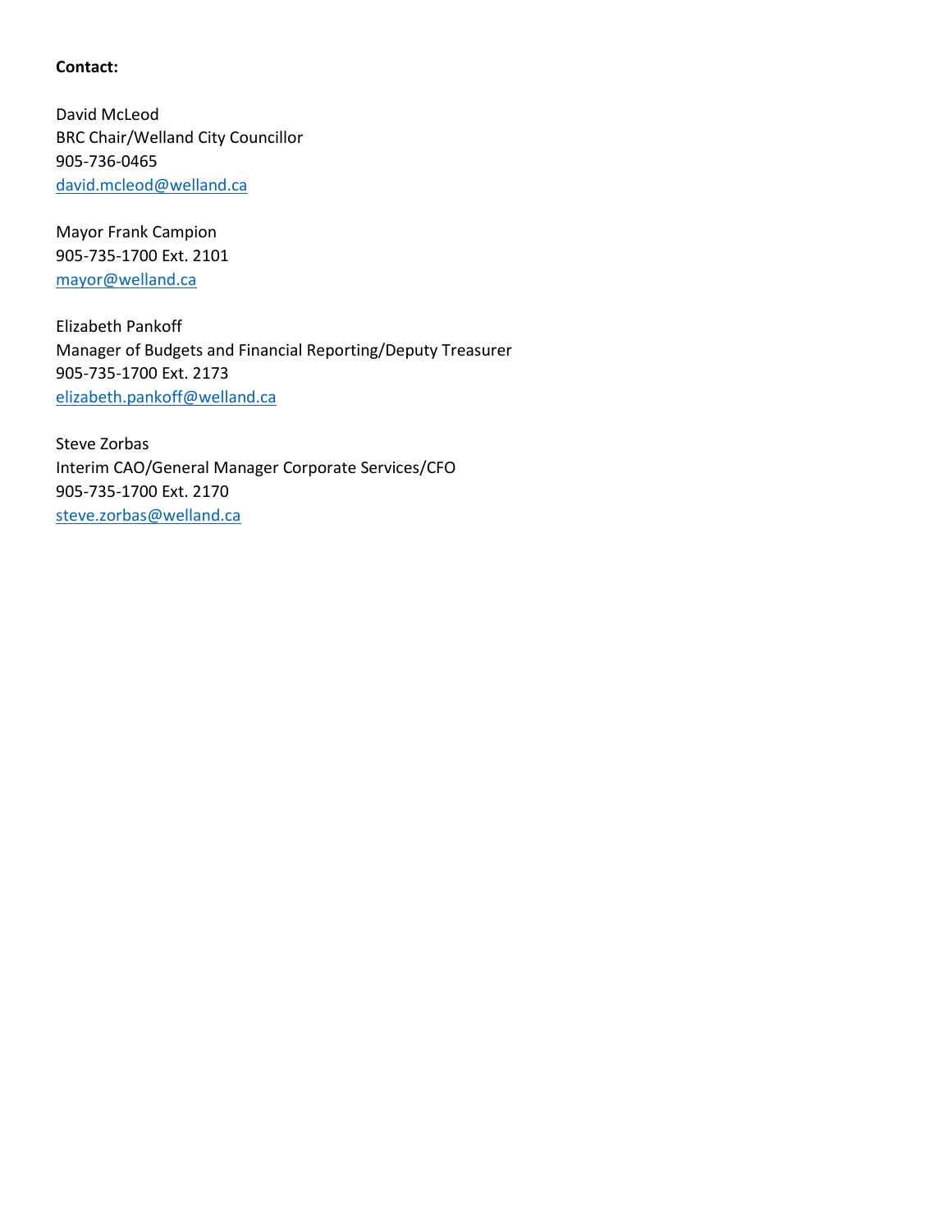**Contact:**

David McLeod
BRC Chair/Welland City Councillor
905-736-0465
david.mcleod@welland.ca

Mayor Frank Campion
905-735-1700 Ext. 2101
mayor@welland.ca

Elizabeth Pankoff
Manager of Budgets and Financial Reporting/Deputy Treasurer
905-735-1700 Ext. 2173
elizabeth.pankoff@welland.ca

Steve Zorbas
Interim CAO/General Manager Corporate Services/CFO
905-735-1700 Ext. 2170
steve.zorbas@welland.ca